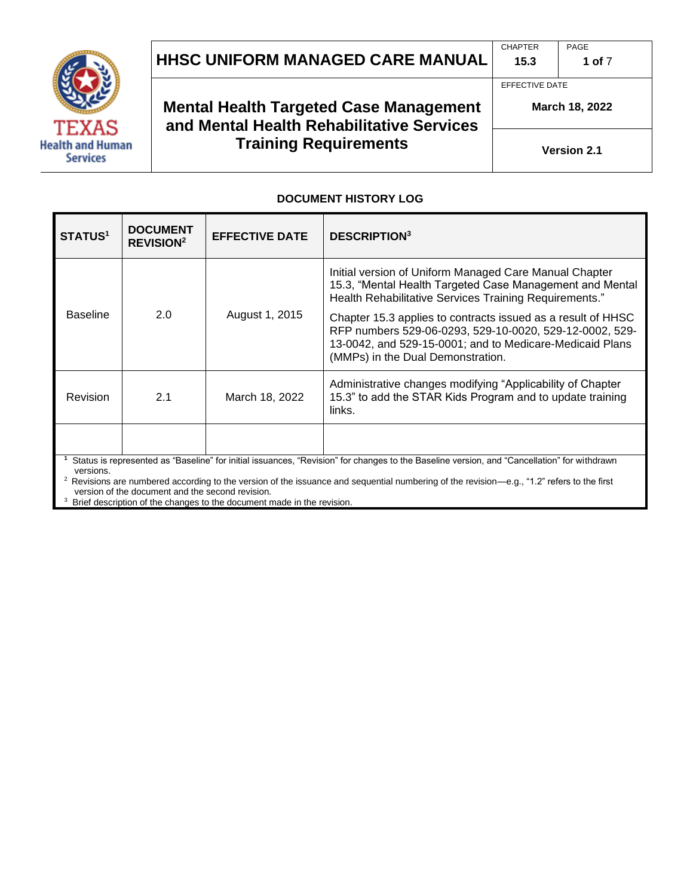# HHSC UNIFORM MANAGED CARE MANUAL

| CHAPTER | PAGE |
|---|---|
| 15.3 | 1 of 7 |

## Mental Health Targeted Case Management and Mental Health Rehabilitative Services Training Requirements

EFFECTIVE DATE: **March 18, 2022**

**Version 2.1**

### DOCUMENT HISTORY LOG

| STATUS[1] | DOCUMENT REVISION[2] | EFFECTIVE DATE | DESCRIPTION[3] |
|---|---|---|---|
| Baseline | 2.0 | August 1, 2015 | Initial version of Uniform Managed Care Manual Chapter 15.3, "Mental Health Targeted Case Management and Mental Health Rehabilitative Services Training Requirements." Chapter 15.3 applies to contracts issued as a result of HHSC RFP numbers 529-06-0293, 529-10-0020, 529-12-0002, 529-13-0042, and 529-15-0001; and to Medicare-Medicaid Plans (MMPs) in the Dual Demonstration. |
| Revision | 2.1 | March 18, 2022 | Administrative changes modifying "Applicability of Chapter 15.3" to add the STAR Kids Program and to update training links. |
| | | | |

[1] Status is represented as "Baseline" for initial issuances, "Revision" for changes to the Baseline version, and "Cancellation" for withdrawn versions.

[2] Revisions are numbered according to the version of the issuance and sequential numbering of the revision—e.g., "1.2" refers to the first version of the document and the second revision.

[3] Brief description of the changes to the document made in the revision.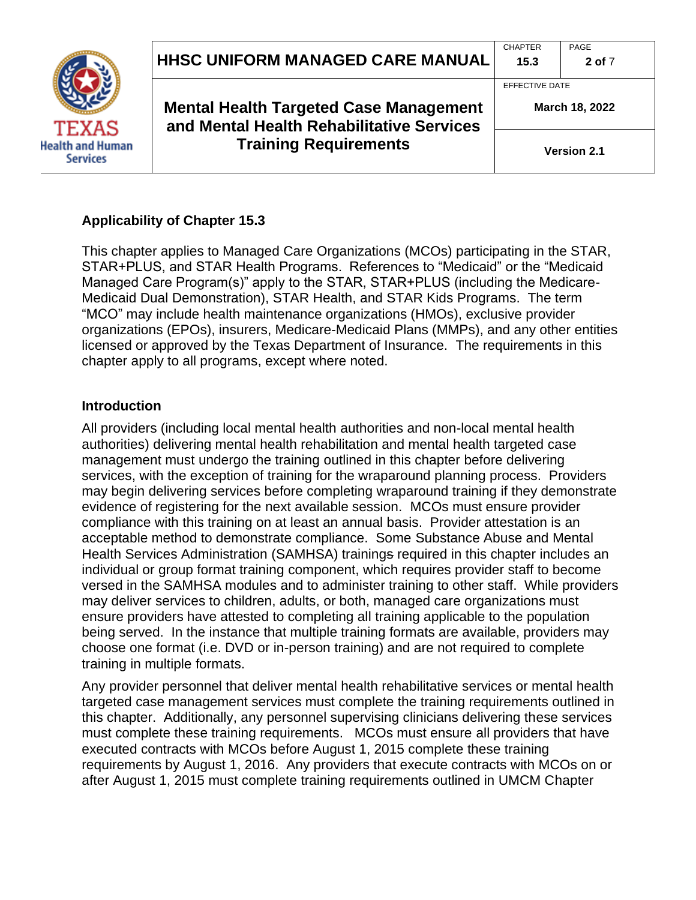## Applicability of Chapter 15.3

This chapter applies to Managed Care Organizations (MCOs) participating in the STAR, STAR+PLUS, and STAR Health Programs. References to "Medicaid" or the "Medicaid Managed Care Program(s)" apply to the STAR, STAR+PLUS (including the Medicare-Medicaid Dual Demonstration), STAR Health, and STAR Kids Programs. The term "MCO" may include health maintenance organizations (HMOs), exclusive provider organizations (EPOs), insurers, Medicare-Medicaid Plans (MMPs), and any other entities licensed or approved by the Texas Department of Insurance. The requirements in this chapter apply to all programs, except where noted.

## Introduction

All providers (including local mental health authorities and non-local mental health authorities) delivering mental health rehabilitation and mental health targeted case management must undergo the training outlined in this chapter before delivering services, with the exception of training for the wraparound planning process. Providers may begin delivering services before completing wraparound training if they demonstrate evidence of registering for the next available session. MCOs must ensure provider compliance with this training on at least an annual basis. Provider attestation is an acceptable method to demonstrate compliance. Some Substance Abuse and Mental Health Services Administration (SAMHSA) trainings required in this chapter includes an individual or group format training component, which requires provider staff to become versed in the SAMHSA modules and to administer training to other staff. While providers may deliver services to children, adults, or both, managed care organizations must ensure providers have attested to completing all training applicable to the population being served. In the instance that multiple training formats are available, providers may choose one format (i.e. DVD or in-person training) and are not required to complete training in multiple formats.

Any provider personnel that deliver mental health rehabilitative services or mental health targeted case management services must complete the training requirements outlined in this chapter. Additionally, any personnel supervising clinicians delivering these services must complete these training requirements. MCOs must ensure all providers that have executed contracts with MCOs before August 1, 2015 complete these training requirements by August 1, 2016. Any providers that execute contracts with MCOs on or after August 1, 2015 must complete training requirements outlined in UMCM Chapter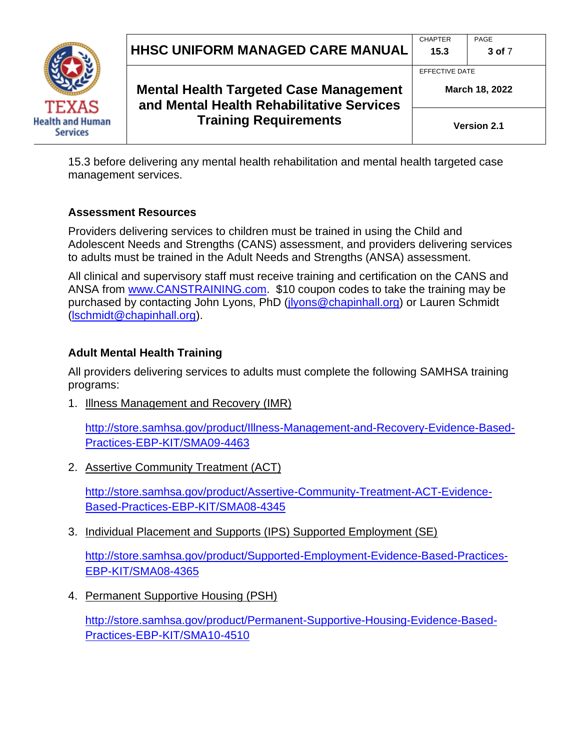15.3 before delivering any mental health rehabilitation and mental health targeted case management services.

### Assessment Resources

Providers delivering services to children must be trained in using the Child and Adolescent Needs and Strengths (CANS) assessment, and providers delivering services to adults must be trained in the Adult Needs and Strengths (ANSA) assessment.

All clinical and supervisory staff must receive training and certification on the CANS and ANSA from [www.CANSTRAINING.com](http://www.CANSTRAINING.com). $10 coupon codes to take the training may be purchased by contacting John Lyons, PhD ([jlyons@chapinhall.org](mailto:jlyons@chapinhall.org)) or Lauren Schmidt ([lschmidt@chapinhall.org](mailto:lschmidt@chapinhall.org)).

### Adult Mental Health Training

All providers delivering services to adults must complete the following SAMHSA training programs:

1. Illness Management and Recovery (IMR)

   http://store.samhsa.gov/product/Illness-Management-and-Recovery-Evidence-Based-Practices-EBP-KIT/SMA09-4463

2. Assertive Community Treatment (ACT)

   http://store.samhsa.gov/product/Assertive-Community-Treatment-ACT-Evidence-Based-Practices-EBP-KIT/SMA08-4345

3. Individual Placement and Supports (IPS) Supported Employment (SE)

   http://store.samhsa.gov/product/Supported-Employment-Evidence-Based-Practices-EBP-KIT/SMA08-4365

4. Permanent Supportive Housing (PSH)

   http://store.samhsa.gov/product/Permanent-Supportive-Housing-Evidence-Based-Practices-EBP-KIT/SMA10-4510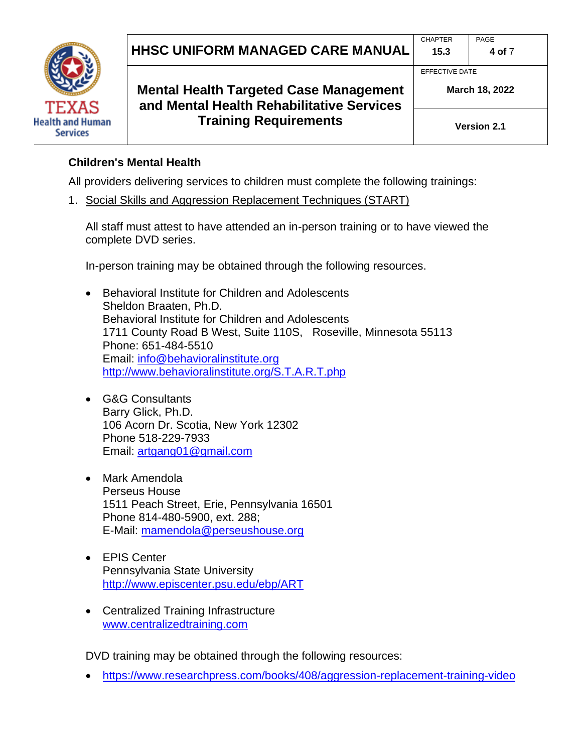## Children's Mental Health

All providers delivering services to children must complete the following trainings:

1. Social Skills and Aggression Replacement Techniques (START)

   All staff must attest to have attended an in-person training or to have viewed the complete DVD series.

   In-person training may be obtained through the following resources.

   - Behavioral Institute for Children and Adolescents
     Sheldon Braaten, Ph.D.
     Behavioral Institute for Children and Adolescents
     1711 County Road B West, Suite 110S, Roseville, Minnesota 55113
     Phone: 651-484-5510
     Email: info@behavioralinstitute.org
     http://www.behavioralinstitute.org/S.T.A.R.T.php

   - G&G Consultants
     Barry Glick, Ph.D.
     106 Acorn Dr. Scotia, New York 12302
     Phone 518-229-7933
     Email: artgang01@gmail.com

   - Mark Amendola
     Perseus House
     1511 Peach Street, Erie, Pennsylvania 16501
     Phone 814-480-5900, ext. 288;
     E-Mail: mamendola@perseushouse.org

   - EPIS Center
     Pennsylvania State University
     http://www.episcenter.psu.edu/ebp/ART

   - Centralized Training Infrastructure
     www.centralizedtraining.com

   DVD training may be obtained through the following resources:

   - https://www.researchpress.com/books/408/aggression-replacement-training-video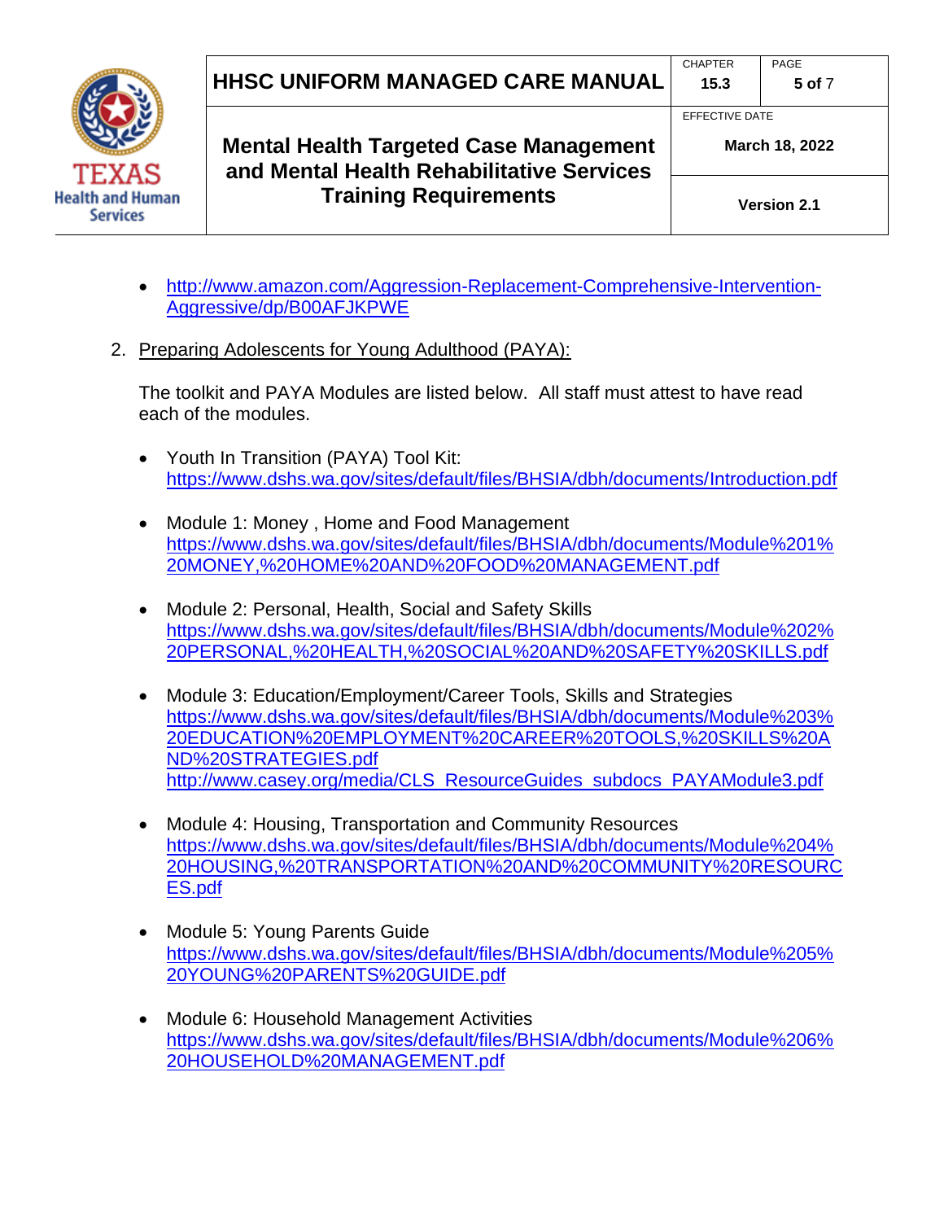- http://www.amazon.com/Aggression-Replacement-Comprehensive-Intervention-Aggressive/dp/B00AFJKPWE

2. Preparing Adolescents for Young Adulthood (PAYA):

   The toolkit and PAYA Modules are listed below. All staff must attest to have read each of the modules.

   - Youth In Transition (PAYA) Tool Kit: https://www.dshs.wa.gov/sites/default/files/BHSIA/dbh/documents/Introduction.pdf

   - Module 1: Money , Home and Food Management https://www.dshs.wa.gov/sites/default/files/BHSIA/dbh/documents/Module%201%20MONEY,%20HOME%20AND%20FOOD%20MANAGEMENT.pdf

   - Module 2: Personal, Health, Social and Safety Skills https://www.dshs.wa.gov/sites/default/files/BHSIA/dbh/documents/Module%202%20PERSONAL,%20HEALTH,%20SOCIAL%20AND%20SAFETY%20SKILLS.pdf

   - Module 3: Education/Employment/Career Tools, Skills and Strategies https://www.dshs.wa.gov/sites/default/files/BHSIA/dbh/documents/Module%203%20EDUCATION%20EMPLOYMENT%20CAREER%20TOOLS,%20SKILLS%20AND%20STRATEGIES.pdf
     http://www.casey.org/media/CLS_ResourceGuides_subdocs_PAYAModule3.pdf

   - Module 4: Housing, Transportation and Community Resources https://www.dshs.wa.gov/sites/default/files/BHSIA/dbh/documents/Module%204%20HOUSING,%20TRANSPORTATION%20AND%20COMMUNITY%20RESOURCES.pdf

   - Module 5: Young Parents Guide https://www.dshs.wa.gov/sites/default/files/BHSIA/dbh/documents/Module%205%20YOUNG%20PARENTS%20GUIDE.pdf

   - Module 6: Household Management Activities https://www.dshs.wa.gov/sites/default/files/BHSIA/dbh/documents/Module%206%20HOUSEHOLD%20MANAGEMENT.pdf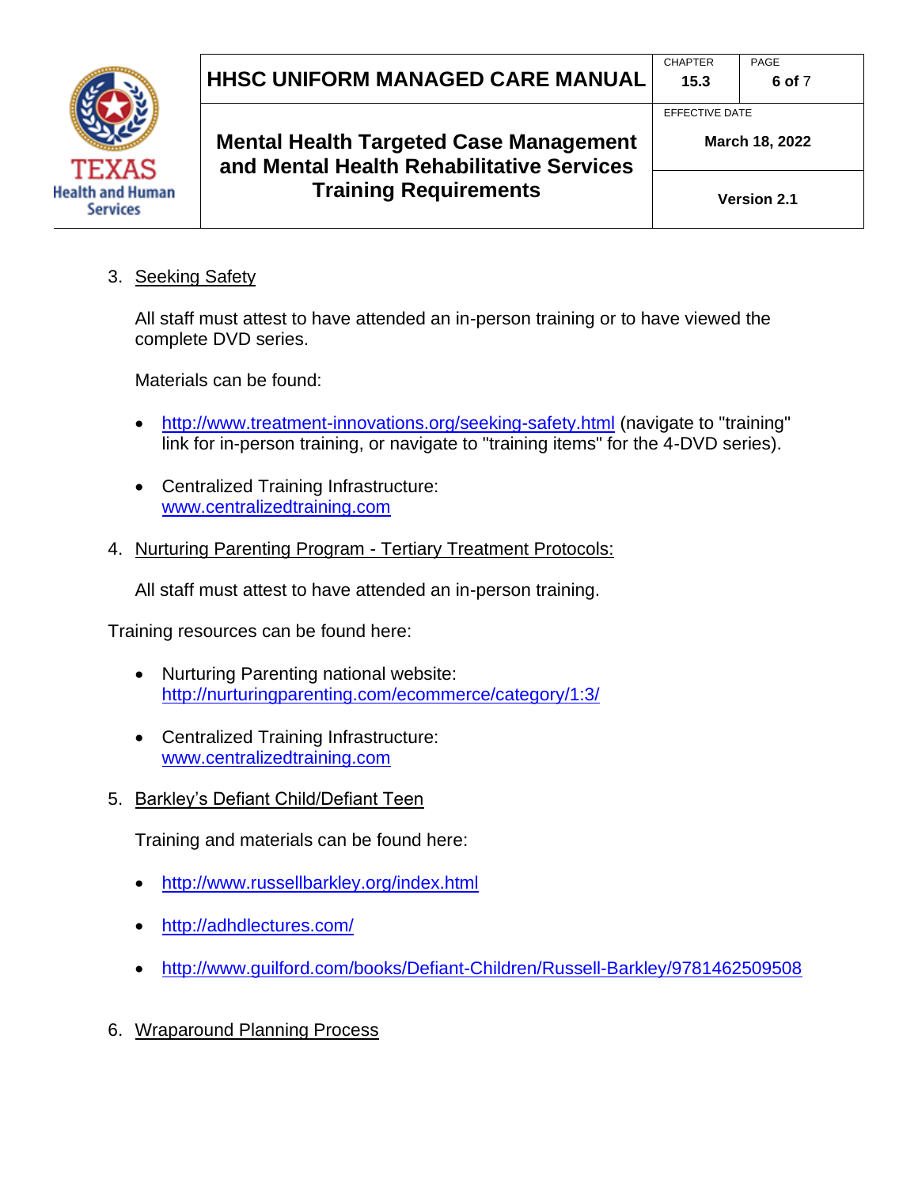3. Seeking Safety

   All staff must attest to have attended an in-person training or to have viewed the complete DVD series.

   Materials can be found:

   - http://www.treatment-innovations.org/seeking-safety.html (navigate to "training" link for in-person training, or navigate to "training items" for the 4-DVD series).

   - Centralized Training Infrastructure: www.centralizedtraining.com

4. Nurturing Parenting Program - Tertiary Treatment Protocols:

   All staff must attest to have attended an in-person training.

Training resources can be found here:

- Nurturing Parenting national website: http://nurturingparenting.com/ecommerce/category/1:3/

- Centralized Training Infrastructure: www.centralizedtraining.com

5. Barkley's Defiant Child/Defiant Teen

   Training and materials can be found here:

   - http://www.russellbarkley.org/index.html

   - http://adhdlectures.com/

   - http://www.guilford.com/books/Defiant-Children/Russell-Barkley/9781462509508

6. Wraparound Planning Process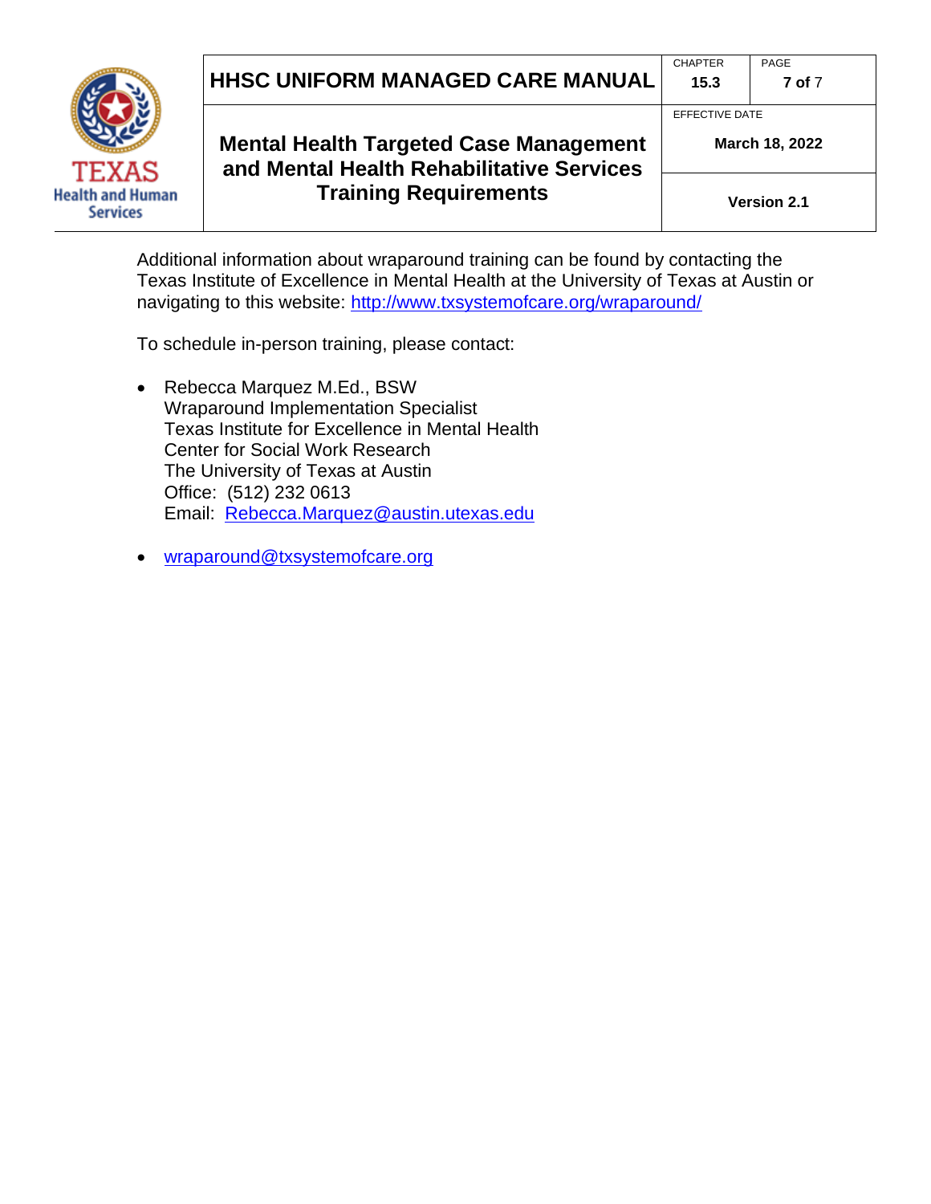Additional information about wraparound training can be found by contacting the Texas Institute of Excellence in Mental Health at the University of Texas at Austin or navigating to this website: http://www.txsystemofcare.org/wraparound/

To schedule in-person training, please contact:

- Rebecca Marquez M.Ed., BSW
  Wraparound Implementation Specialist
  Texas Institute for Excellence in Mental Health
  Center for Social Work Research
  The University of Texas at Austin
  Office: (512) 232 0613
  Email: Rebecca.Marquez@austin.utexas.edu

- wraparound@txsystemofcare.org